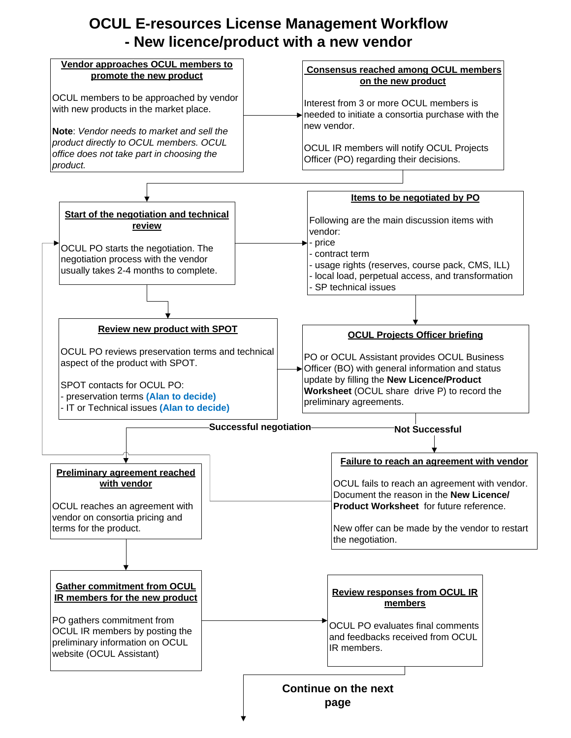# OCUL E-resources License Management Workflow - New licence/product with a new vendor

**Vendor approaches OCUL members to promote the new product**

OCUL members to be approached by vendor with new products in the market place.

**Note**: *Vendor needs to market and sell the product directly to OCUL members. OCUL office does not take part in choosing the product.*

**Consensus reached among OCUL members on the new product**

Interest from 3 or more OCUL members is needed to initiate a consortia purchase with the new vendor.

OCUL IR members will notify OCUL Projects Officer (PO) regarding their decisions.

**Start of the negotiation and technical review**

OCUL PO starts the negotiation. The negotiation process with the vendor usually takes 2-4 months to complete.

**Items to be negotiated by PO**

Following are the main discussion items with vendor:
- price
- contract term
- usage rights (reserves, course pack, CMS, ILL)
- local load, perpetual access, and transformation
- SP technical issues

**Review new product with SPOT**

OCUL PO reviews preservation terms and technical aspect of the product with SPOT.

SPOT contacts for OCUL PO:
- preservation terms **(Alan to decide)**
- IT or Technical issues **(Alan to decide)**

**OCUL Projects Officer briefing**

PO or OCUL Assistant provides OCUL Business Officer (BO) with general information and status update by filling the **New Licence/Product Worksheet** (OCUL share drive P) to record the preliminary agreements.

**Successful negotiation** / **Not Successful**

**Preliminary agreement reached with vendor**

OCUL reaches an agreement with vendor on consortia pricing and terms for the product.

**Failure to reach an agreement with vendor**

OCUL fails to reach an agreement with vendor. Document the reason in the **New Licence/ Product Worksheet** for future reference.

New offer can be made by the vendor to restart the negotiation.

**Gather commitment from OCUL IR members for the new product**

PO gathers commitment from OCUL IR members by posting the preliminary information on OCUL website (OCUL Assistant)

**Review responses from OCUL IR members**

OCUL PO evaluates final comments and feedbacks received from OCUL IR members.

**Continue on the next page**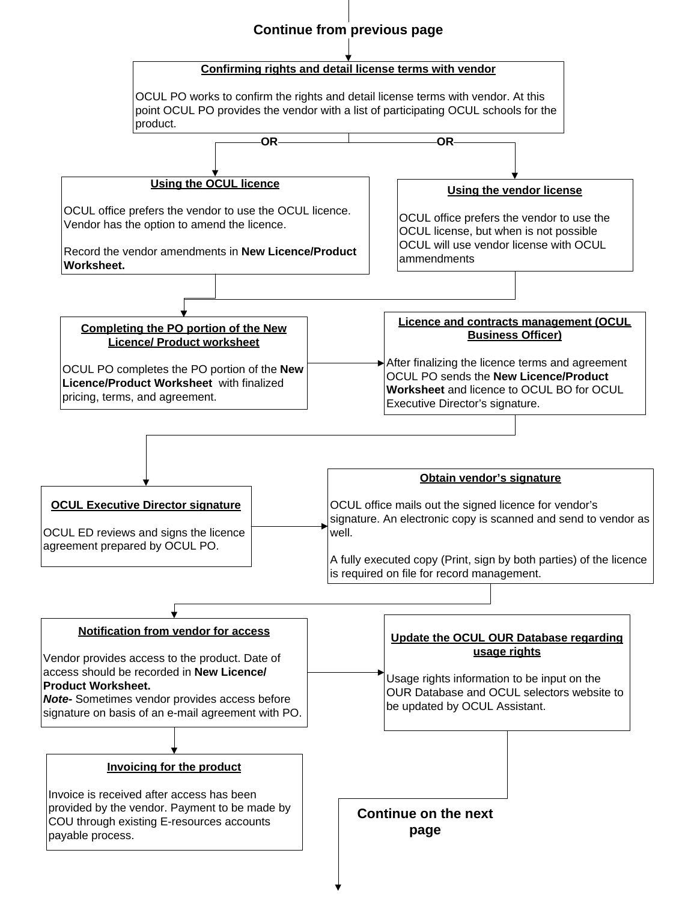Continue from previous page

**Confirming rights and detail license terms with vendor**

OCUL PO works to confirm the rights and detail license terms with vendor. At this point OCUL PO provides the vendor with a list of participating OCUL schools for the product.

OR

**Using the OCUL licence**

OCUL office prefers the vendor to use the OCUL licence. Vendor has the option to amend the licence.

Record the vendor amendments in **New Licence/Product Worksheet.**

OR

**Using the vendor license**

OCUL office prefers the vendor to use the OCUL license, but when is not possible OCUL will use vendor license with OCUL ammendments

**Completing the PO portion of the New Licence/ Product worksheet**

OCUL PO completes the PO portion of the **New Licence/Product Worksheet** with finalized pricing, terms, and agreement.

**Licence and contracts management (OCUL Business Officer)**

After finalizing the licence terms and agreement OCUL PO sends the **New Licence/Product Worksheet** and licence to OCUL BO for OCUL Executive Director's signature.

**OCUL Executive Director signature**

OCUL ED reviews and signs the licence agreement prepared by OCUL PO.

**Obtain vendor's signature**

OCUL office mails out the signed licence for vendor's signature. An electronic copy is scanned and send to vendor as well.

A fully executed copy (Print, sign by both parties) of the licence is required on file for record management.

**Notification from vendor for access**

Vendor provides access to the product. Date of access should be recorded in **New Licence/ Product Worksheet.**

***Note-*** Sometimes vendor provides access before signature on basis of an e-mail agreement with PO.

**Update the OCUL OUR Database regarding usage rights**

Usage rights information to be input on the OUR Database and OCUL selectors website to be updated by OCUL Assistant.

**Invoicing for the product**

Invoice is received after access has been provided by the vendor. Payment to be made by COU through existing E-resources accounts payable process.

Continue on the next page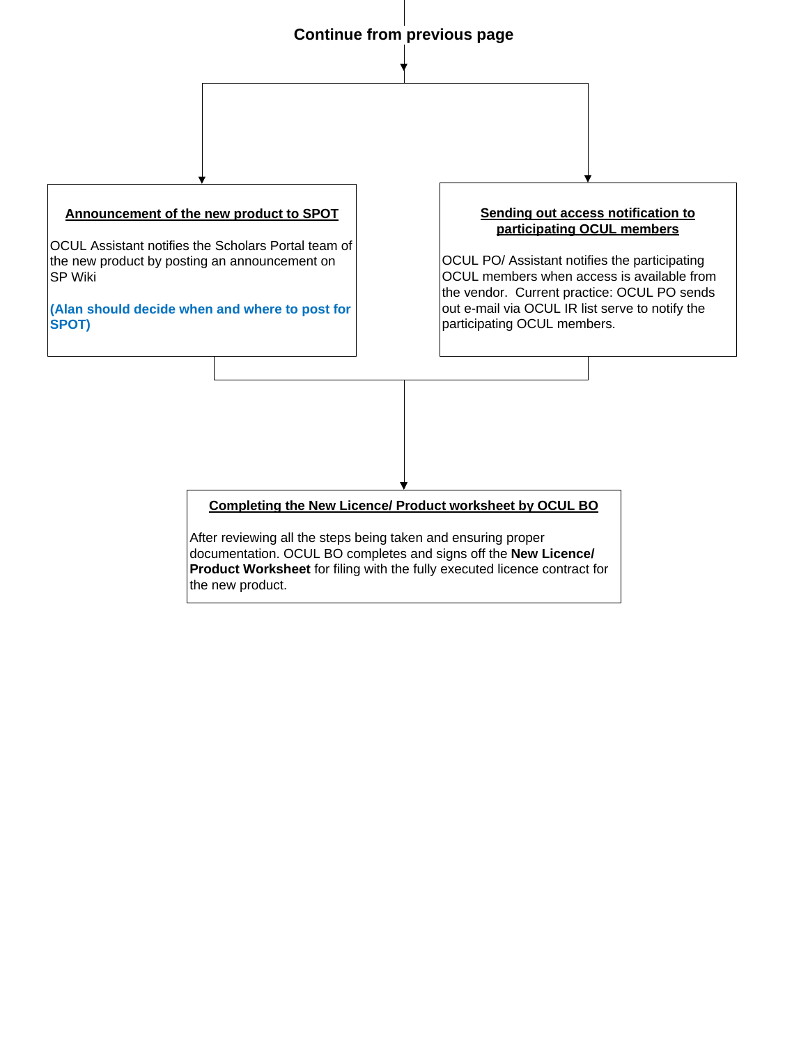**Continue from previous page**

**Announcement of the new product to SPOT**

OCUL Assistant notifies the Scholars Portal team of the new product by posting an announcement on SP Wiki

**(Alan should decide when and where to post for SPOT)**

**Sending out access notification to participating OCUL members**

OCUL PO/ Assistant notifies the participating OCUL members when access is available from the vendor. Current practice: OCUL PO sends out e-mail via OCUL IR list serve to notify the participating OCUL members.

**Completing the New Licence/ Product worksheet by OCUL BO**

After reviewing all the steps being taken and ensuring proper documentation. OCUL BO completes and signs off the **New Licence/ Product Worksheet** for filing with the fully executed licence contract for the new product.